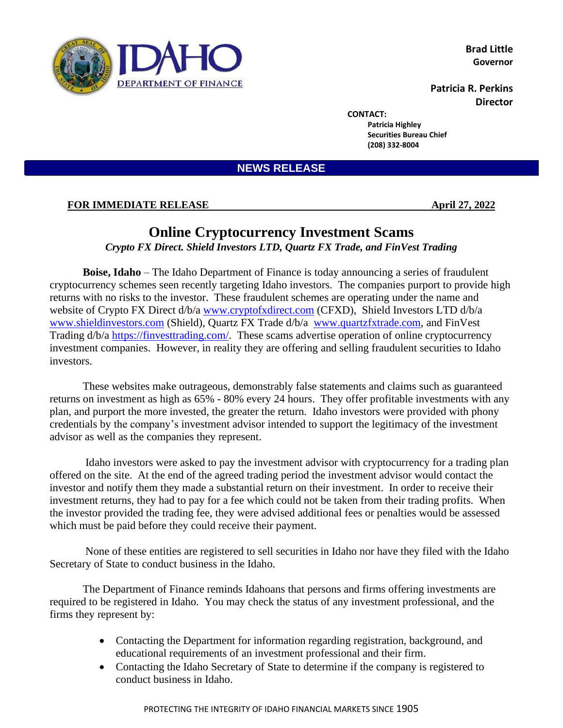IDAHO DEPARTMENT OF FINANCE

**Brad Little**
**Governor**

**Patricia R. Perkins**
**Director**

**CONTACT:**
**Patricia Highley**
**Securities Bureau Chief**
**(208) 332-8004**

**NEWS RELEASE**

**FOR IMMEDIATE RELEASE** **April 27, 2022**

# Online Cryptocurrency Investment Scams

*Crypto FX Direct. Shield Investors LTD, Quartz FX Trade, and FinVest Trading*

**Boise, Idaho** – The Idaho Department of Finance is today announcing a series of fraudulent cryptocurrency schemes seen recently targeting Idaho investors. The companies purport to provide high returns with no risks to the investor. These fraudulent schemes are operating under the name and website of Crypto FX Direct d/b/a www.cryptofxdirect.com (CFXD), Shield Investors LTD d/b/a www.shieldinvestors.com (Shield), Quartz FX Trade d/b/a www.quartzfxtrade.com, and FinVest Trading d/b/a https://finvesttrading.com/. These scams advertise operation of online cryptocurrency investment companies. However, in reality they are offering and selling fraudulent securities to Idaho investors.

These websites make outrageous, demonstrably false statements and claims such as guaranteed returns on investment as high as 65% - 80% every 24 hours. They offer profitable investments with any plan, and purport the more invested, the greater the return. Idaho investors were provided with phony credentials by the company's investment advisor intended to support the legitimacy of the investment advisor as well as the companies they represent.

Idaho investors were asked to pay the investment advisor with cryptocurrency for a trading plan offered on the site. At the end of the agreed trading period the investment advisor would contact the investor and notify them they made a substantial return on their investment. In order to receive their investment returns, they had to pay for a fee which could not be taken from their trading profits. When the investor provided the trading fee, they were advised additional fees or penalties would be assessed which must be paid before they could receive their payment.

None of these entities are registered to sell securities in Idaho nor have they filed with the Idaho Secretary of State to conduct business in the Idaho.

The Department of Finance reminds Idahoans that persons and firms offering investments are required to be registered in Idaho. You may check the status of any investment professional, and the firms they represent by:

- Contacting the Department for information regarding registration, background, and educational requirements of an investment professional and their firm.
- Contacting the Idaho Secretary of State to determine if the company is registered to conduct business in Idaho.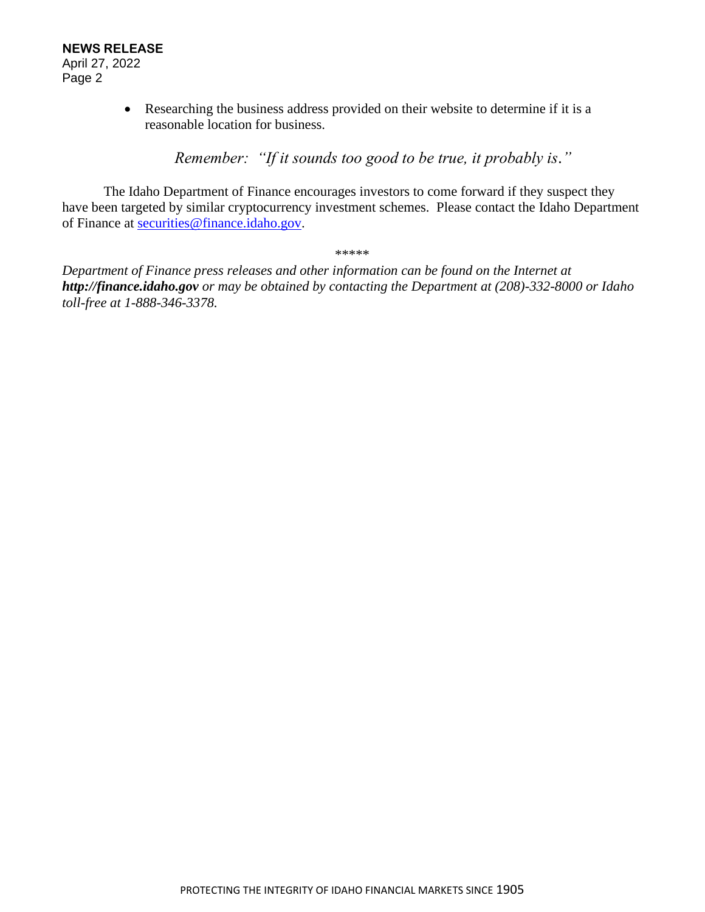- Researching the business address provided on their website to determine if it is a reasonable location for business.

*Remember: "If it sounds too good to be true, it probably is."*

The Idaho Department of Finance encourages investors to come forward if they suspect they have been targeted by similar cryptocurrency investment schemes. Please contact the Idaho Department of Finance at securities@finance.idaho.gov.

*****

*Department of Finance press releases and other information can be found on the Internet at **http://finance.idaho.gov** or may be obtained by contacting the Department at (208)-332-8000 or Idaho toll-free at 1-888-346-3378.*